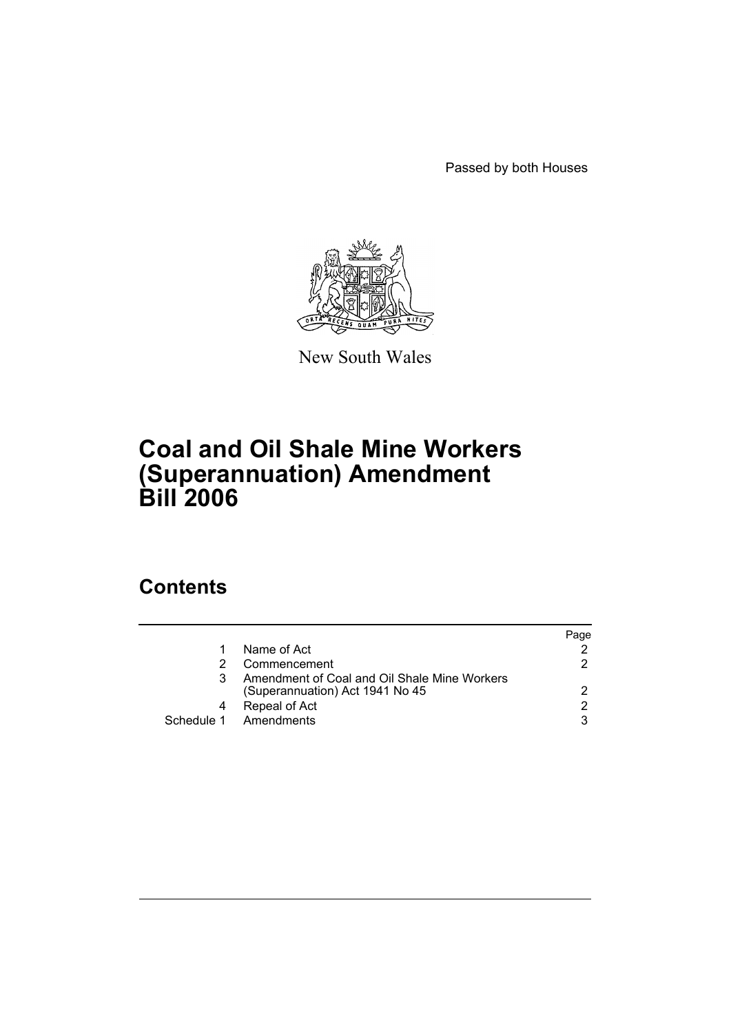Passed by both Houses

New South Wales

# Coal and Oil Shale Mine Workers (Superannuation) Amendment Bill 2006

## Contents

| | | Page |
|---|---|---|
| 1 | Name of Act | 2 |
| 2 | Commencement | 2 |
| 3 | Amendment of Coal and Oil Shale Mine Workers (Superannuation) Act 1941 No 45 | 2 |
| 4 | Repeal of Act | 2 |
| Schedule 1 | Amendments | 3 |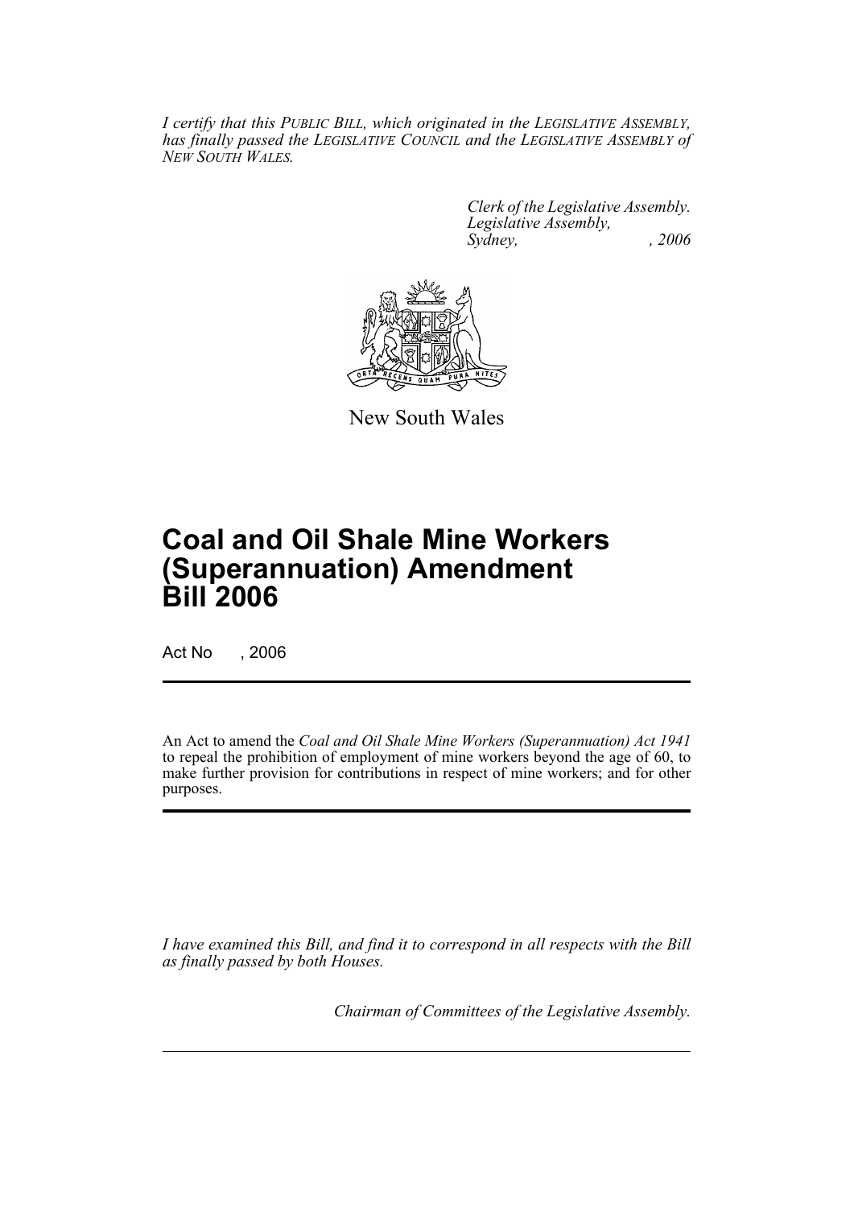*I certify that this PUBLIC BILL, which originated in the LEGISLATIVE ASSEMBLY, has finally passed the LEGISLATIVE COUNCIL and the LEGISLATIVE ASSEMBLY of NEW SOUTH WALES.*

*Clerk of the Legislative Assembly.*
*Legislative Assembly,*
*Sydney, , 2006*

New South Wales

# Coal and Oil Shale Mine Workers (Superannuation) Amendment Bill 2006

Act No , 2006

An Act to amend the *Coal and Oil Shale Mine Workers (Superannuation) Act 1941* to repeal the prohibition of employment of mine workers beyond the age of 60, to make further provision for contributions in respect of mine workers; and for other purposes.

*I have examined this Bill, and find it to correspond in all respects with the Bill as finally passed by both Houses.*

*Chairman of Committees of the Legislative Assembly.*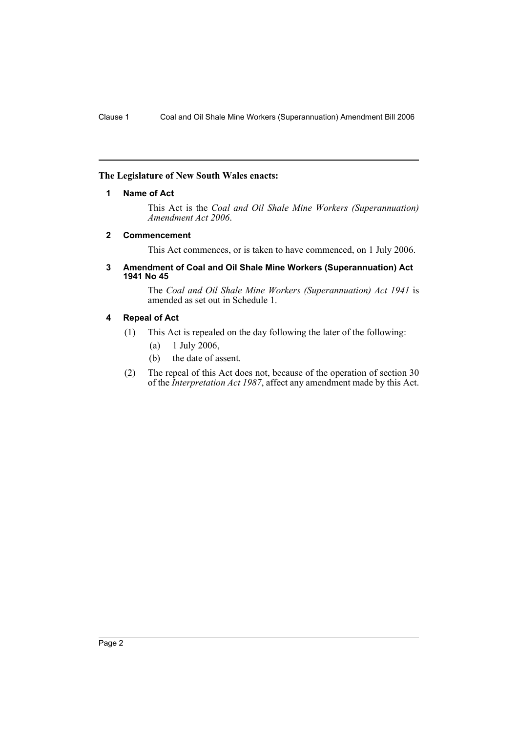**The Legislature of New South Wales enacts:**

### 1 Name of Act

This Act is the *Coal and Oil Shale Mine Workers (Superannuation) Amendment Act 2006*.

### 2 Commencement

This Act commences, or is taken to have commenced, on 1 July 2006.

### 3 Amendment of Coal and Oil Shale Mine Workers (Superannuation) Act 1941 No 45

The *Coal and Oil Shale Mine Workers (Superannuation) Act 1941* is amended as set out in Schedule 1.

### 4 Repeal of Act

(1) This Act is repealed on the day following the later of the following:

(a) 1 July 2006,

(b) the date of assent.

(2) The repeal of this Act does not, because of the operation of section 30 of the *Interpretation Act 1987*, affect any amendment made by this Act.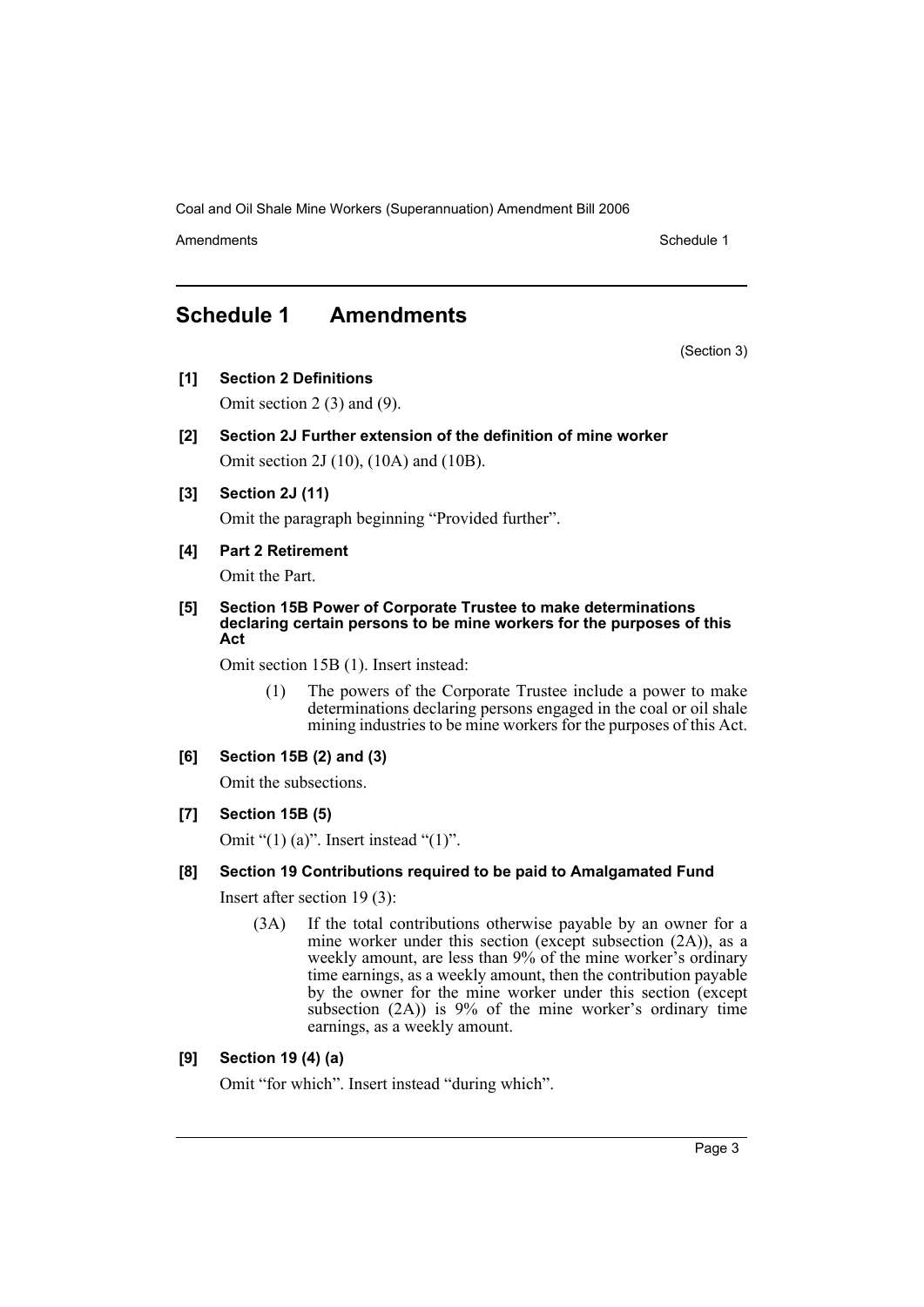## Schedule 1 Amendments

(Section 3)

**[1] Section 2 Definitions**

Omit section 2 (3) and (9).

**[2] Section 2J Further extension of the definition of mine worker**

Omit section 2J (10), (10A) and (10B).

**[3] Section 2J (11)**

Omit the paragraph beginning "Provided further".

**[4] Part 2 Retirement**

Omit the Part.

**[5] Section 15B Power of Corporate Trustee to make determinations declaring certain persons to be mine workers for the purposes of this Act**

Omit section 15B (1). Insert instead:

> (1) The powers of the Corporate Trustee include a power to make determinations declaring persons engaged in the coal or oil shale mining industries to be mine workers for the purposes of this Act.

**[6] Section 15B (2) and (3)**

Omit the subsections.

**[7] Section 15B (5)**

Omit "(1) (a)". Insert instead "(1)".

**[8] Section 19 Contributions required to be paid to Amalgamated Fund**

Insert after section 19 (3):

> (3A) If the total contributions otherwise payable by an owner for a mine worker under this section (except subsection (2A)), as a weekly amount, are less than 9% of the mine worker's ordinary time earnings, as a weekly amount, then the contribution payable by the owner for the mine worker under this section (except subsection (2A)) is 9% of the mine worker's ordinary time earnings, as a weekly amount.

**[9] Section 19 (4) (a)**

Omit "for which". Insert instead "during which".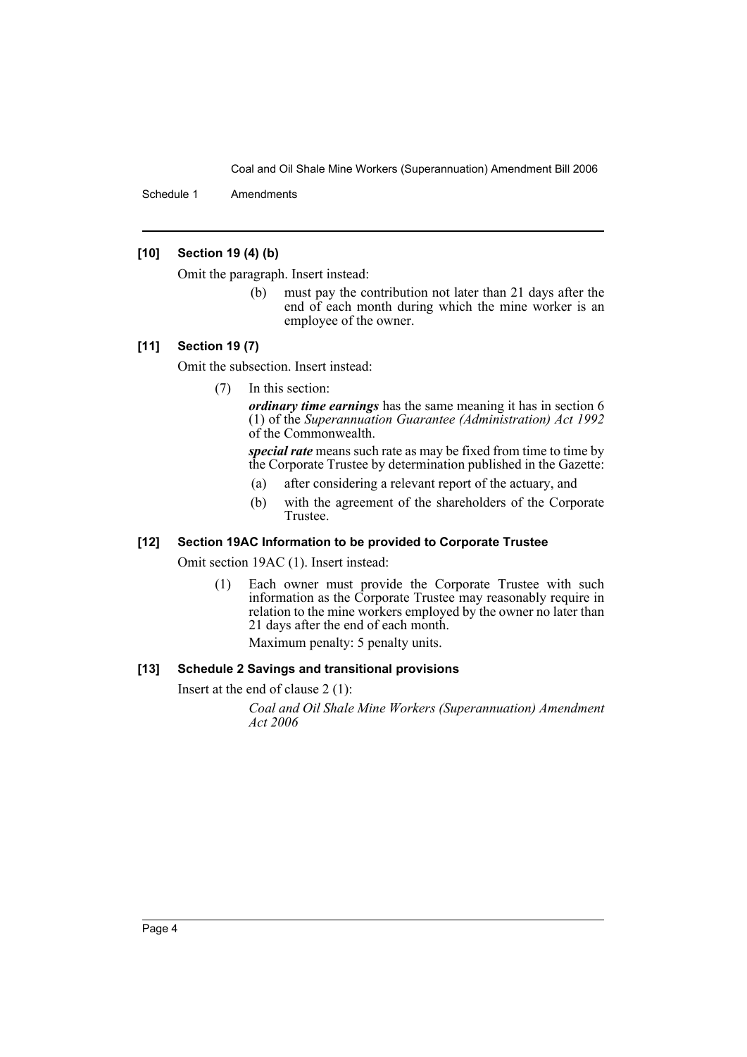#### [10] Section 19 (4) (b)

Omit the paragraph. Insert instead:

> (b) must pay the contribution not later than 21 days after the end of each month during which the mine worker is an employee of the owner.

#### [11] Section 19 (7)

Omit the subsection. Insert instead:

> (7) In this section:
>
> ***ordinary time earnings*** has the same meaning it has in section 6 (1) of the *Superannuation Guarantee (Administration) Act 1992* of the Commonwealth.
>
> ***special rate*** means such rate as may be fixed from time to time by the Corporate Trustee by determination published in the Gazette:
>
> (a) after considering a relevant report of the actuary, and
>
> (b) with the agreement of the shareholders of the Corporate Trustee.

#### [12] Section 19AC Information to be provided to Corporate Trustee

Omit section 19AC (1). Insert instead:

> (1) Each owner must provide the Corporate Trustee with such information as the Corporate Trustee may reasonably require in relation to the mine workers employed by the owner no later than 21 days after the end of each month.
>
> Maximum penalty: 5 penalty units.

#### [13] Schedule 2 Savings and transitional provisions

Insert at the end of clause 2 (1):

> *Coal and Oil Shale Mine Workers (Superannuation) Amendment Act 2006*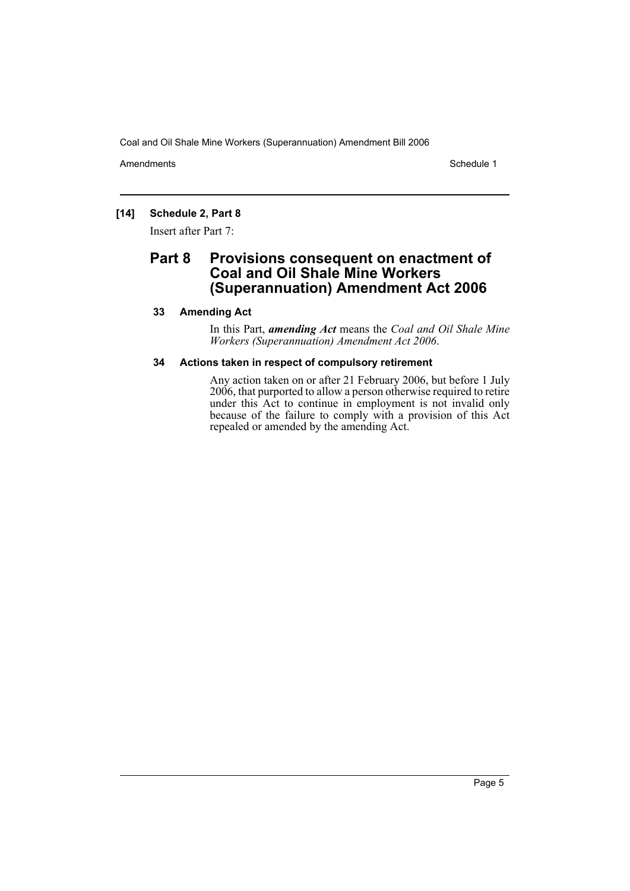**[14] Schedule 2, Part 8**

Insert after Part 7:

## Part 8 Provisions consequent on enactment of Coal and Oil Shale Mine Workers (Superannuation) Amendment Act 2006

### 33 Amending Act

In this Part, ***amending Act*** means the *Coal and Oil Shale Mine Workers (Superannuation) Amendment Act 2006*.

### 34 Actions taken in respect of compulsory retirement

Any action taken on or after 21 February 2006, but before 1 July 2006, that purported to allow a person otherwise required to retire under this Act to continue in employment is not invalid only because of the failure to comply with a provision of this Act repealed or amended by the amending Act.